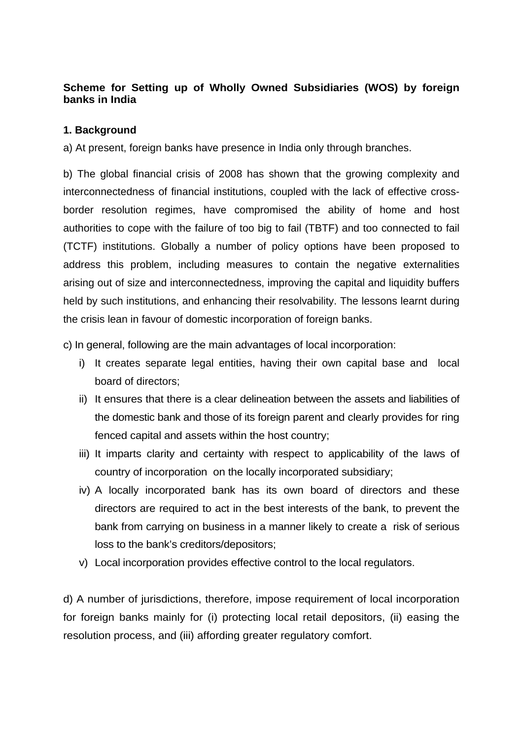# Scheme for Setting up of Wholly Owned Subsidiaries (WOS) by foreign banks in India

## 1. Background

a) At present, foreign banks have presence in India only through branches.

b) The global financial crisis of 2008 has shown that the growing complexity and interconnectedness of financial institutions, coupled with the lack of effective cross-border resolution regimes, have compromised the ability of home and host authorities to cope with the failure of too big to fail (TBTF) and too connected to fail (TCTF) institutions. Globally a number of policy options have been proposed to address this problem, including measures to contain the negative externalities arising out of size and interconnectedness, improving the capital and liquidity buffers held by such institutions, and enhancing their resolvability. The lessons learnt during the crisis lean in favour of domestic incorporation of foreign banks.

c) In general, following are the main advantages of local incorporation:

i) It creates separate legal entities, having their own capital base and local board of directors;

ii) It ensures that there is a clear delineation between the assets and liabilities of the domestic bank and those of its foreign parent and clearly provides for ring fenced capital and assets within the host country;

iii) It imparts clarity and certainty with respect to applicability of the laws of country of incorporation on the locally incorporated subsidiary;

iv) A locally incorporated bank has its own board of directors and these directors are required to act in the best interests of the bank, to prevent the bank from carrying on business in a manner likely to create a risk of serious loss to the bank's creditors/depositors;

v) Local incorporation provides effective control to the local regulators.

d) A number of jurisdictions, therefore, impose requirement of local incorporation for foreign banks mainly for (i) protecting local retail depositors, (ii) easing the resolution process, and (iii) affording greater regulatory comfort.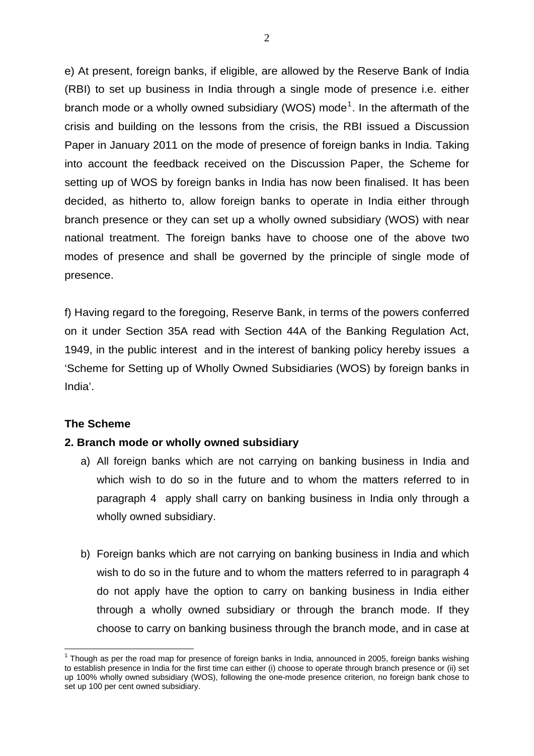e) At present, foreign banks, if eligible, are allowed by the Reserve Bank of India (RBI) to set up business in India through a single mode of presence i.e. either branch mode or a wholly owned subsidiary (WOS) mode[1]. In the aftermath of the crisis and building on the lessons from the crisis, the RBI issued a Discussion Paper in January 2011 on the mode of presence of foreign banks in India. Taking into account the feedback received on the Discussion Paper, the Scheme for setting up of WOS by foreign banks in India has now been finalised. It has been decided, as hitherto to, allow foreign banks to operate in India either through branch presence or they can set up a wholly owned subsidiary (WOS) with near national treatment. The foreign banks have to choose one of the above two modes of presence and shall be governed by the principle of single mode of presence.

f) Having regard to the foregoing, Reserve Bank, in terms of the powers conferred on it under Section 35A read with Section 44A of the Banking Regulation Act, 1949, in the public interest and in the interest of banking policy hereby issues a 'Scheme for Setting up of Wholly Owned Subsidiaries (WOS) by foreign banks in India'.

## The Scheme

### 2. Branch mode or wholly owned subsidiary

a) All foreign banks which are not carrying on banking business in India and which wish to do so in the future and to whom the matters referred to in paragraph 4 apply shall carry on banking business in India only through a wholly owned subsidiary.

b) Foreign banks which are not carrying on banking business in India and which wish to do so in the future and to whom the matters referred to in paragraph 4 do not apply have the option to carry on banking business in India either through a wholly owned subsidiary or through the branch mode. If they choose to carry on banking business through the branch mode, and in case at

[1] Though as per the road map for presence of foreign banks in India, announced in 2005, foreign banks wishing to establish presence in India for the first time can either (i) choose to operate through branch presence or (ii) set up 100% wholly owned subsidiary (WOS), following the one-mode presence criterion, no foreign bank chose to set up 100 per cent owned subsidiary.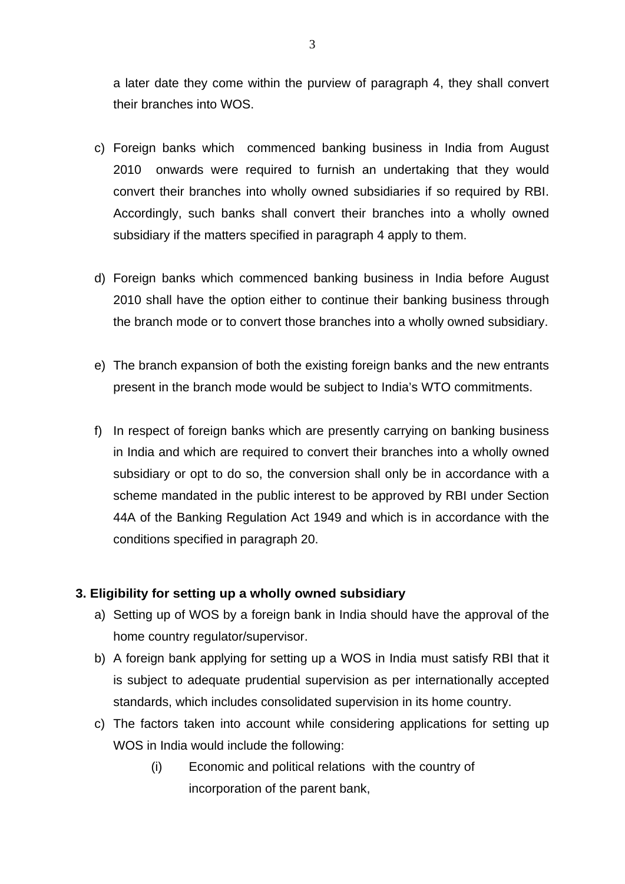a later date they come within the purview of paragraph 4, they shall convert their branches into WOS.

c) Foreign banks which commenced banking business in India from August 2010 onwards were required to furnish an undertaking that they would convert their branches into wholly owned subsidiaries if so required by RBI. Accordingly, such banks shall convert their branches into a wholly owned subsidiary if the matters specified in paragraph 4 apply to them.

d) Foreign banks which commenced banking business in India before August 2010 shall have the option either to continue their banking business through the branch mode or to convert those branches into a wholly owned subsidiary.

e) The branch expansion of both the existing foreign banks and the new entrants present in the branch mode would be subject to India's WTO commitments.

f) In respect of foreign banks which are presently carrying on banking business in India and which are required to convert their branches into a wholly owned subsidiary or opt to do so, the conversion shall only be in accordance with a scheme mandated in the public interest to be approved by RBI under Section 44A of the Banking Regulation Act 1949 and which is in accordance with the conditions specified in paragraph 20.

**3. Eligibility for setting up a wholly owned subsidiary**

a) Setting up of WOS by a foreign bank in India should have the approval of the home country regulator/supervisor.

b) A foreign bank applying for setting up a WOS in India must satisfy RBI that it is subject to adequate prudential supervision as per internationally accepted standards, which includes consolidated supervision in its home country.

c) The factors taken into account while considering applications for setting up WOS in India would include the following:

   (i) Economic and political relations with the country of incorporation of the parent bank,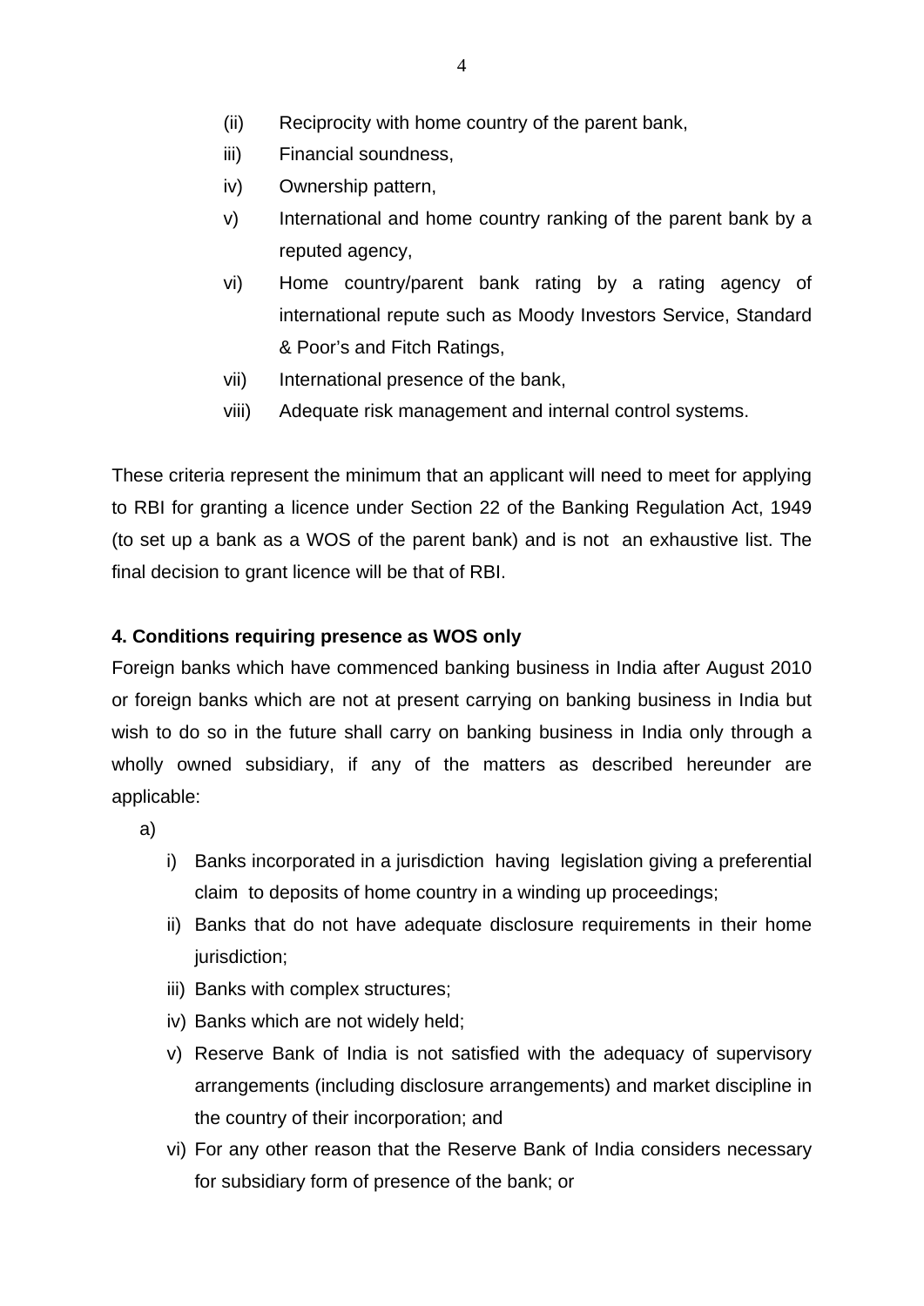(ii) Reciprocity with home country of the parent bank,

iii) Financial soundness,

iv) Ownership pattern,

v) International and home country ranking of the parent bank by a reputed agency,

vi) Home country/parent bank rating by a rating agency of international repute such as Moody Investors Service, Standard & Poor's and Fitch Ratings,

vii) International presence of the bank,

viii) Adequate risk management and internal control systems.

These criteria represent the minimum that an applicant will need to meet for applying to RBI for granting a licence under Section 22 of the Banking Regulation Act, 1949 (to set up a bank as a WOS of the parent bank) and is not an exhaustive list. The final decision to grant licence will be that of RBI.

**4. Conditions requiring presence as WOS only**

Foreign banks which have commenced banking business in India after August 2010 or foreign banks which are not at present carrying on banking business in India but wish to do so in the future shall carry on banking business in India only through a wholly owned subsidiary, if any of the matters as described hereunder are applicable:

a)

i) Banks incorporated in a jurisdiction having legislation giving a preferential claim to deposits of home country in a winding up proceedings;

ii) Banks that do not have adequate disclosure requirements in their home jurisdiction;

iii) Banks with complex structures;

iv) Banks which are not widely held;

v) Reserve Bank of India is not satisfied with the adequacy of supervisory arrangements (including disclosure arrangements) and market discipline in the country of their incorporation; and

vi) For any other reason that the Reserve Bank of India considers necessary for subsidiary form of presence of the bank; or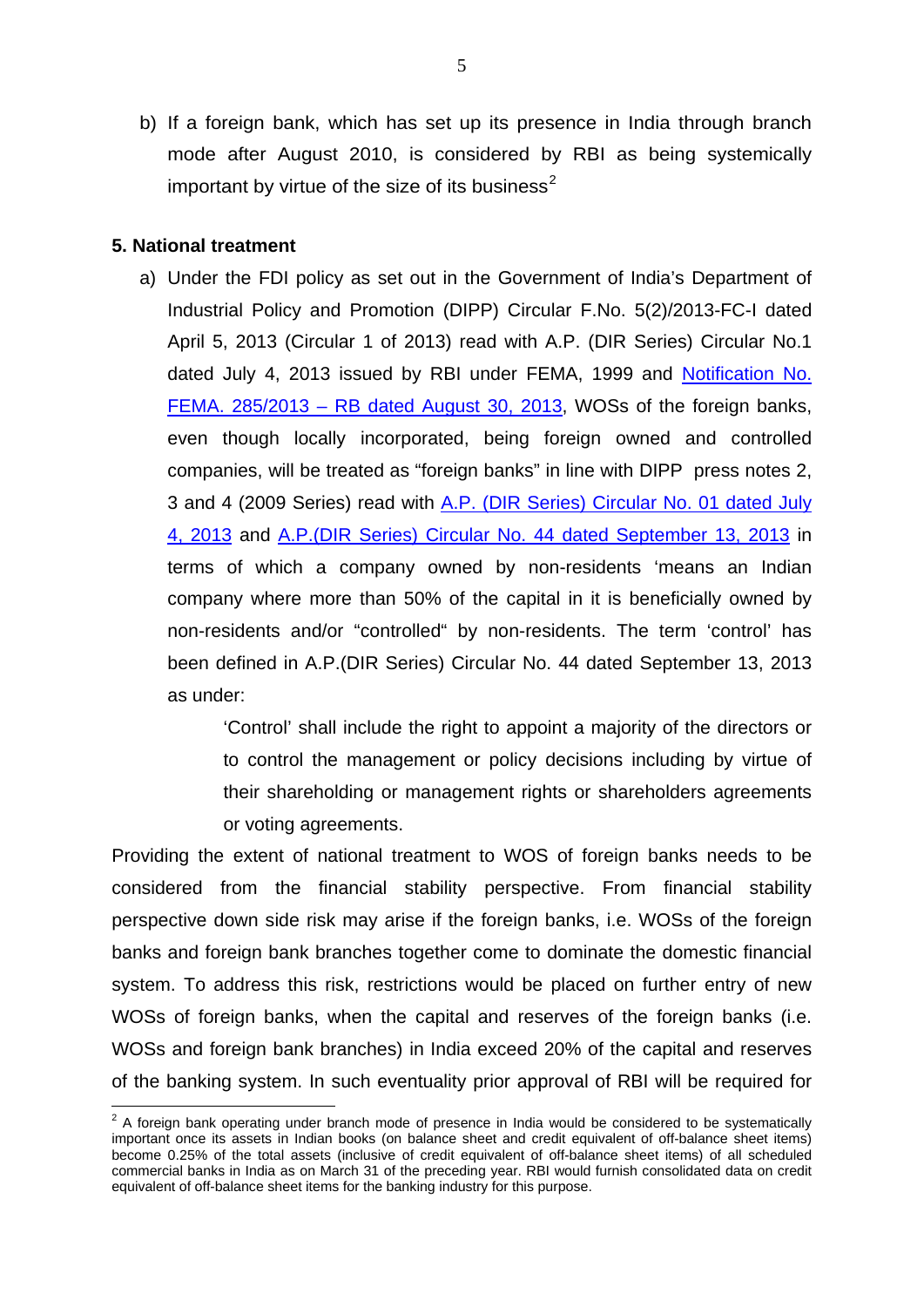b) If a foreign bank, which has set up its presence in India through branch mode after August 2010, is considered by RBI as being systemically important by virtue of the size of its business[2]

**5. National treatment**

a) Under the FDI policy as set out in the Government of India's Department of Industrial Policy and Promotion (DIPP) Circular F.No. 5(2)/2013-FC-I dated April 5, 2013 (Circular 1 of 2013) read with A.P. (DIR Series) Circular No.1 dated July 4, 2013 issued by RBI under FEMA, 1999 and Notification No. FEMA. 285/2013 – RB dated August 30, 2013, WOSs of the foreign banks, even though locally incorporated, being foreign owned and controlled companies, will be treated as "foreign banks" in line with DIPP press notes 2, 3 and 4 (2009 Series) read with A.P. (DIR Series) Circular No. 01 dated July 4, 2013 and A.P.(DIR Series) Circular No. 44 dated September 13, 2013 in terms of which a company owned by non-residents 'means an Indian company where more than 50% of the capital in it is beneficially owned by non-residents and/or "controlled" by non-residents. The term 'control' has been defined in A.P.(DIR Series) Circular No. 44 dated September 13, 2013 as under:

> 'Control' shall include the right to appoint a majority of the directors or to control the management or policy decisions including by virtue of their shareholding or management rights or shareholders agreements or voting agreements.

Providing the extent of national treatment to WOS of foreign banks needs to be considered from the financial stability perspective. From financial stability perspective down side risk may arise if the foreign banks, i.e. WOSs of the foreign banks and foreign bank branches together come to dominate the domestic financial system. To address this risk, restrictions would be placed on further entry of new WOSs of foreign banks, when the capital and reserves of the foreign banks (i.e. WOSs and foreign bank branches) in India exceed 20% of the capital and reserves of the banking system. In such eventuality prior approval of RBI will be required for

---

[2] A foreign bank operating under branch mode of presence in India would be considered to be systematically important once its assets in Indian books (on balance sheet and credit equivalent of off-balance sheet items) become 0.25% of the total assets (inclusive of credit equivalent of off-balance sheet items) of all scheduled commercial banks in India as on March 31 of the preceding year. RBI would furnish consolidated data on credit equivalent of off-balance sheet items for the banking industry for this purpose.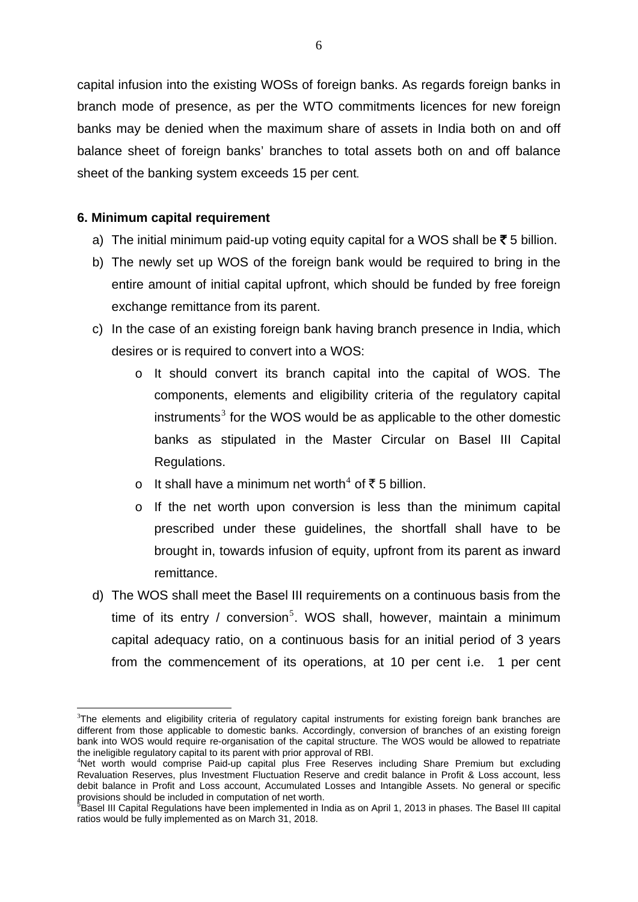capital infusion into the existing WOSs of foreign banks. As regards foreign banks in branch mode of presence, as per the WTO commitments licences for new foreign banks may be denied when the maximum share of assets in India both on and off balance sheet of foreign banks' branches to total assets both on and off balance sheet of the banking system exceeds 15 per cent.

**6. Minimum capital requirement**

a) The initial minimum paid-up voting equity capital for a WOS shall be ₹ 5 billion.

b) The newly set up WOS of the foreign bank would be required to bring in the entire amount of initial capital upfront, which should be funded by free foreign exchange remittance from its parent.

c) In the case of an existing foreign bank having branch presence in India, which desires or is required to convert into a WOS:

   - It should convert its branch capital into the capital of WOS. The components, elements and eligibility criteria of the regulatory capital instruments[3] for the WOS would be as applicable to the other domestic banks as stipulated in the Master Circular on Basel III Capital Regulations.
   - It shall have a minimum net worth[4] of ₹ 5 billion.
   - If the net worth upon conversion is less than the minimum capital prescribed under these guidelines, the shortfall shall have to be brought in, towards infusion of equity, upfront from its parent as inward remittance.

d) The WOS shall meet the Basel III requirements on a continuous basis from the time of its entry / conversion[5]. WOS shall, however, maintain a minimum capital adequacy ratio, on a continuous basis for an initial period of 3 years from the commencement of its operations, at 10 per cent i.e. 1 per cent

---

[3]The elements and eligibility criteria of regulatory capital instruments for existing foreign bank branches are different from those applicable to domestic banks. Accordingly, conversion of branches of an existing foreign bank into WOS would require re-organisation of the capital structure. The WOS would be allowed to repatriate the ineligible regulatory capital to its parent with prior approval of RBI.

[4]Net worth would comprise Paid-up capital plus Free Reserves including Share Premium but excluding Revaluation Reserves, plus Investment Fluctuation Reserve and credit balance in Profit & Loss account, less debit balance in Profit and Loss account, Accumulated Losses and Intangible Assets. No general or specific provisions should be included in computation of net worth.

[5]Basel III Capital Regulations have been implemented in India as on April 1, 2013 in phases. The Basel III capital ratios would be fully implemented as on March 31, 2018.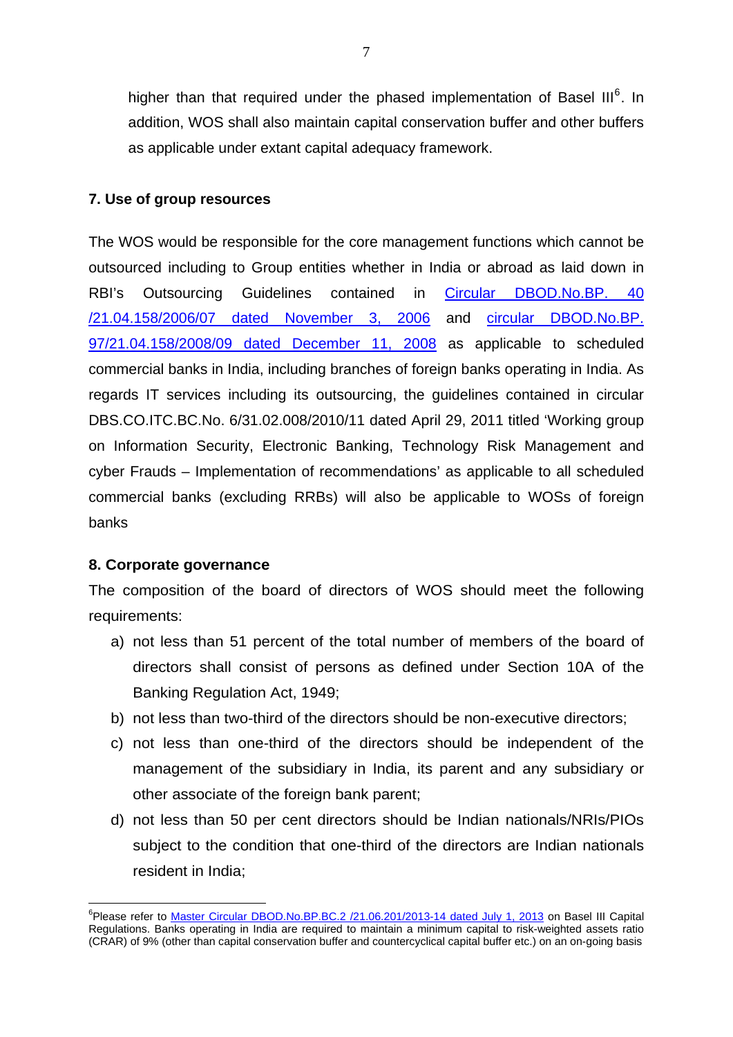higher than that required under the phased implementation of Basel III[6]. In addition, WOS shall also maintain capital conservation buffer and other buffers as applicable under extant capital adequacy framework.

**7. Use of group resources**

The WOS would be responsible for the core management functions which cannot be outsourced including to Group entities whether in India or abroad as laid down in RBI's Outsourcing Guidelines contained in Circular DBOD.No.BP. 40 /21.04.158/2006/07 dated November 3, 2006 and circular DBOD.No.BP. 97/21.04.158/2008/09 dated December 11, 2008 as applicable to scheduled commercial banks in India, including branches of foreign banks operating in India. As regards IT services including its outsourcing, the guidelines contained in circular DBS.CO.ITC.BC.No. 6/31.02.008/2010/11 dated April 29, 2011 titled 'Working group on Information Security, Electronic Banking, Technology Risk Management and cyber Frauds – Implementation of recommendations' as applicable to all scheduled commercial banks (excluding RRBs) will also be applicable to WOSs of foreign banks

**8. Corporate governance**

The composition of the board of directors of WOS should meet the following requirements:

a) not less than 51 percent of the total number of members of the board of directors shall consist of persons as defined under Section 10A of the Banking Regulation Act, 1949;
b) not less than two-third of the directors should be non-executive directors;
c) not less than one-third of the directors should be independent of the management of the subsidiary in India, its parent and any subsidiary or other associate of the foreign bank parent;
d) not less than 50 per cent directors should be Indian nationals/NRIs/PIOs subject to the condition that one-third of the directors are Indian nationals resident in India;

[6]Please refer to Master Circular DBOD.No.BP.BC.2 /21.06.201/2013-14 dated July 1, 2013 on Basel III Capital Regulations. Banks operating in India are required to maintain a minimum capital to risk-weighted assets ratio (CRAR) of 9% (other than capital conservation buffer and countercyclical capital buffer etc.) on an on-going basis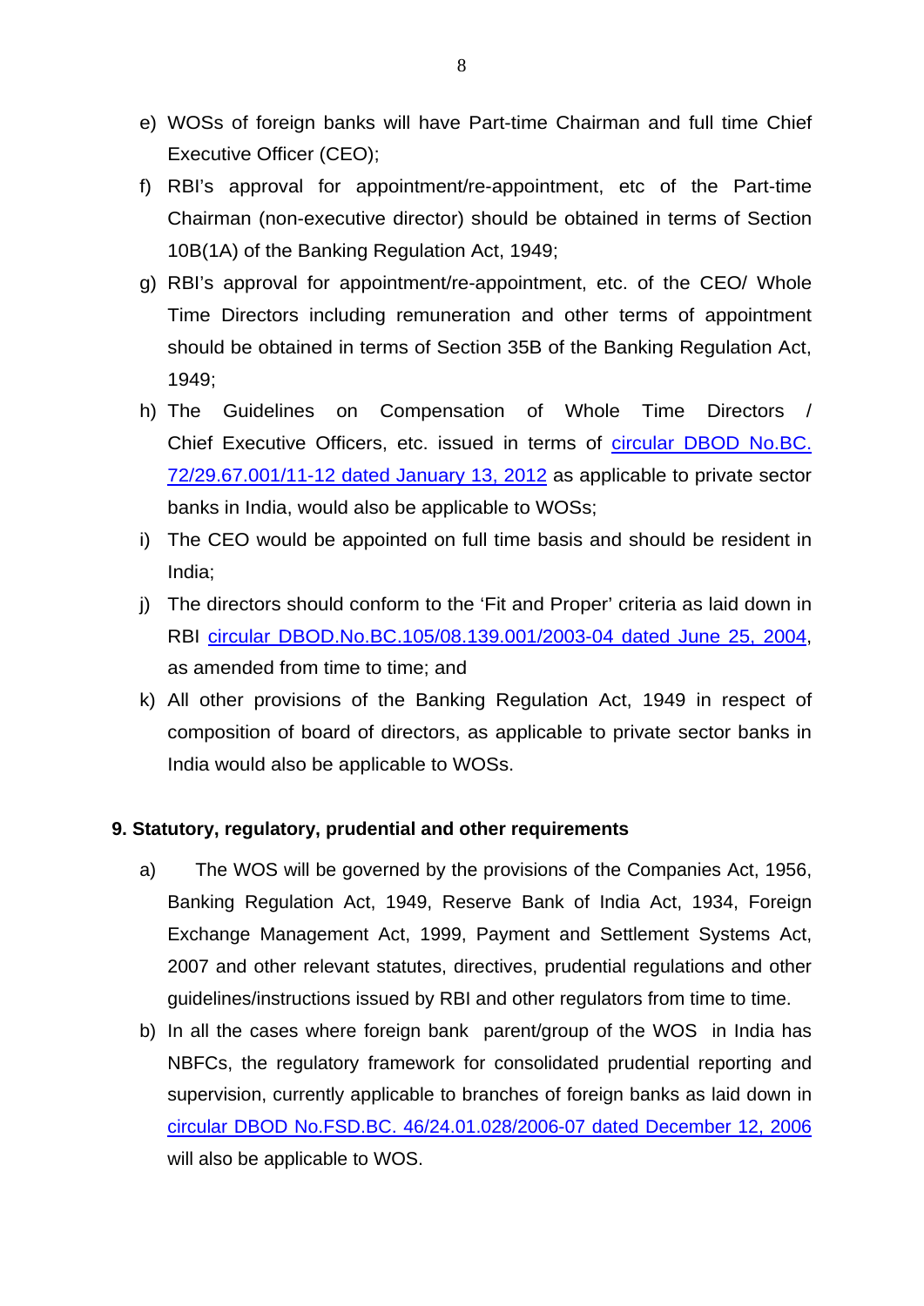e) WOSs of foreign banks will have Part-time Chairman and full time Chief Executive Officer (CEO);

f) RBI's approval for appointment/re-appointment, etc of the Part-time Chairman (non-executive director) should be obtained in terms of Section 10B(1A) of the Banking Regulation Act, 1949;

g) RBI's approval for appointment/re-appointment, etc. of the CEO/ Whole Time Directors including remuneration and other terms of appointment should be obtained in terms of Section 35B of the Banking Regulation Act, 1949;

h) The Guidelines on Compensation of Whole Time Directors / Chief Executive Officers, etc. issued in terms of circular DBOD No.BC. 72/29.67.001/11-12 dated January 13, 2012 as applicable to private sector banks in India, would also be applicable to WOSs;

i) The CEO would be appointed on full time basis and should be resident in India;

j) The directors should conform to the 'Fit and Proper' criteria as laid down in RBI circular DBOD.No.BC.105/08.139.001/2003-04 dated June 25, 2004, as amended from time to time; and

k) All other provisions of the Banking Regulation Act, 1949 in respect of composition of board of directors, as applicable to private sector banks in India would also be applicable to WOSs.

**9. Statutory, regulatory, prudential and other requirements**

a) The WOS will be governed by the provisions of the Companies Act, 1956, Banking Regulation Act, 1949, Reserve Bank of India Act, 1934, Foreign Exchange Management Act, 1999, Payment and Settlement Systems Act, 2007 and other relevant statutes, directives, prudential regulations and other guidelines/instructions issued by RBI and other regulators from time to time.

b) In all the cases where foreign bank parent/group of the WOS in India has NBFCs, the regulatory framework for consolidated prudential reporting and supervision, currently applicable to branches of foreign banks as laid down in circular DBOD No.FSD.BC. 46/24.01.028/2006-07 dated December 12, 2006 will also be applicable to WOS.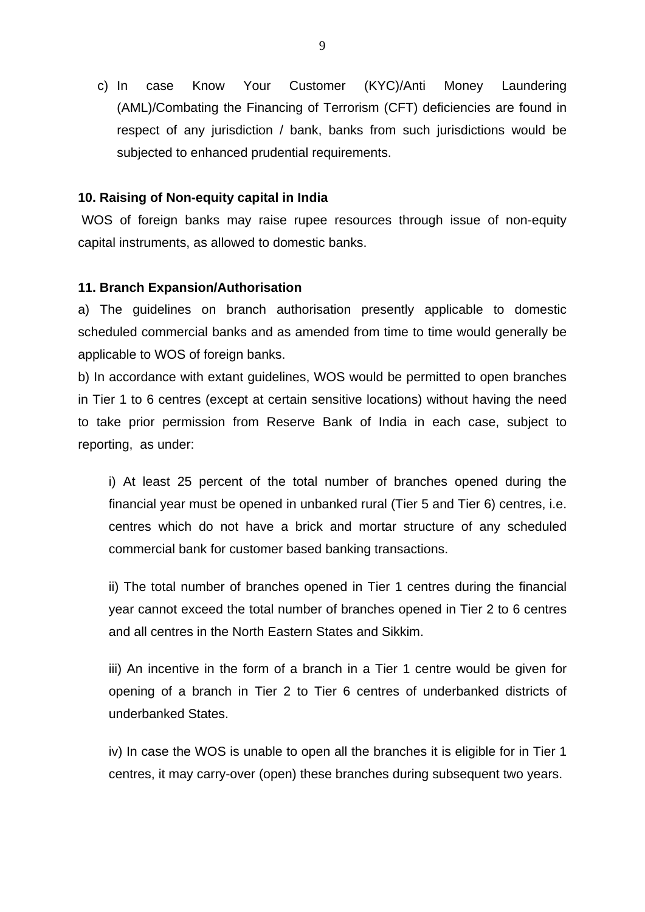c) In case Know Your Customer (KYC)/Anti Money Laundering (AML)/Combating the Financing of Terrorism (CFT) deficiencies are found in respect of any jurisdiction / bank, banks from such jurisdictions would be subjected to enhanced prudential requirements.

**10. Raising of Non-equity capital in India**

WOS of foreign banks may raise rupee resources through issue of non-equity capital instruments, as allowed to domestic banks.

**11. Branch Expansion/Authorisation**

a) The guidelines on branch authorisation presently applicable to domestic scheduled commercial banks and as amended from time to time would generally be applicable to WOS of foreign banks.

b) In accordance with extant guidelines, WOS would be permitted to open branches in Tier 1 to 6 centres (except at certain sensitive locations) without having the need to take prior permission from Reserve Bank of India in each case, subject to reporting, as under:

i) At least 25 percent of the total number of branches opened during the financial year must be opened in unbanked rural (Tier 5 and Tier 6) centres, i.e. centres which do not have a brick and mortar structure of any scheduled commercial bank for customer based banking transactions.

ii) The total number of branches opened in Tier 1 centres during the financial year cannot exceed the total number of branches opened in Tier 2 to 6 centres and all centres in the North Eastern States and Sikkim.

iii) An incentive in the form of a branch in a Tier 1 centre would be given for opening of a branch in Tier 2 to Tier 6 centres of underbanked districts of underbanked States.

iv) In case the WOS is unable to open all the branches it is eligible for in Tier 1 centres, it may carry-over (open) these branches during subsequent two years.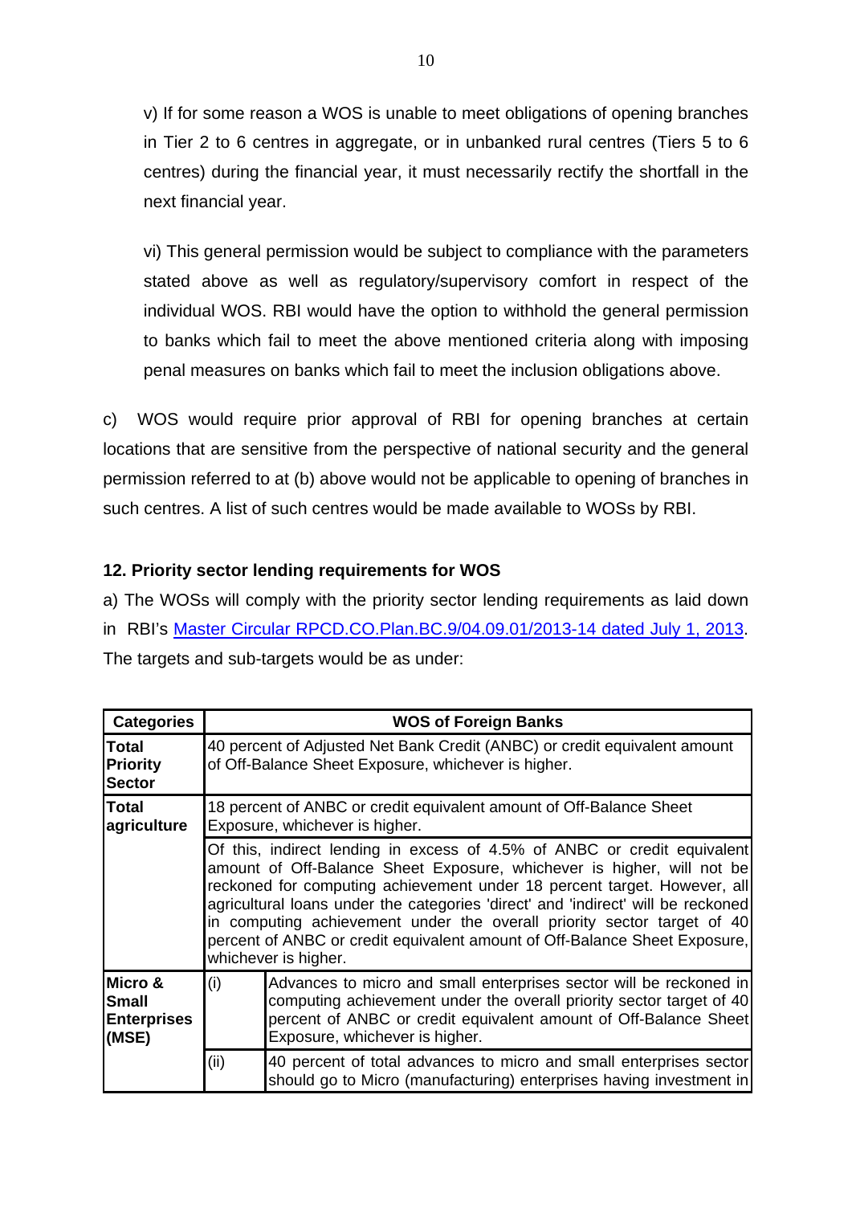v) If for some reason a WOS is unable to meet obligations of opening branches in Tier 2 to 6 centres in aggregate, or in unbanked rural centres (Tiers 5 to 6 centres) during the financial year, it must necessarily rectify the shortfall in the next financial year.

vi) This general permission would be subject to compliance with the parameters stated above as well as regulatory/supervisory comfort in respect of the individual WOS. RBI would have the option to withhold the general permission to banks which fail to meet the above mentioned criteria along with imposing penal measures on banks which fail to meet the inclusion obligations above.

c) WOS would require prior approval of RBI for opening branches at certain locations that are sensitive from the perspective of national security and the general permission referred to at (b) above would not be applicable to opening of branches in such centres. A list of such centres would be made available to WOSs by RBI.

**12. Priority sector lending requirements for WOS**

a) The WOSs will comply with the priority sector lending requirements as laid down in RBI's Master Circular RPCD.CO.Plan.BC.9/04.09.01/2013-14 dated July 1, 2013. The targets and sub-targets would be as under:

| Categories | WOS of Foreign Banks | |
|---|---|---|
| **Total Priority Sector** | 40 percent of Adjusted Net Bank Credit (ANBC) or credit equivalent amount of Off-Balance Sheet Exposure, whichever is higher. | |
| **Total agriculture** | 18 percent of ANBC or credit equivalent amount of Off-Balance Sheet Exposure, whichever is higher. | |
| | Of this, indirect lending in excess of 4.5% of ANBC or credit equivalent amount of Off-Balance Sheet Exposure, whichever is higher, will not be reckoned for computing achievement under 18 percent target. However, all agricultural loans under the categories 'direct' and 'indirect' will be reckoned in computing achievement under the overall priority sector target of 40 percent of ANBC or credit equivalent amount of Off-Balance Sheet Exposure, whichever is higher. | |
| **Micro & Small Enterprises (MSE)** | (i) | Advances to micro and small enterprises sector will be reckoned in computing achievement under the overall priority sector target of 40 percent of ANBC or credit equivalent amount of Off-Balance Sheet Exposure, whichever is higher. |
| | (ii) | 40 percent of total advances to micro and small enterprises sector should go to Micro (manufacturing) enterprises having investment in |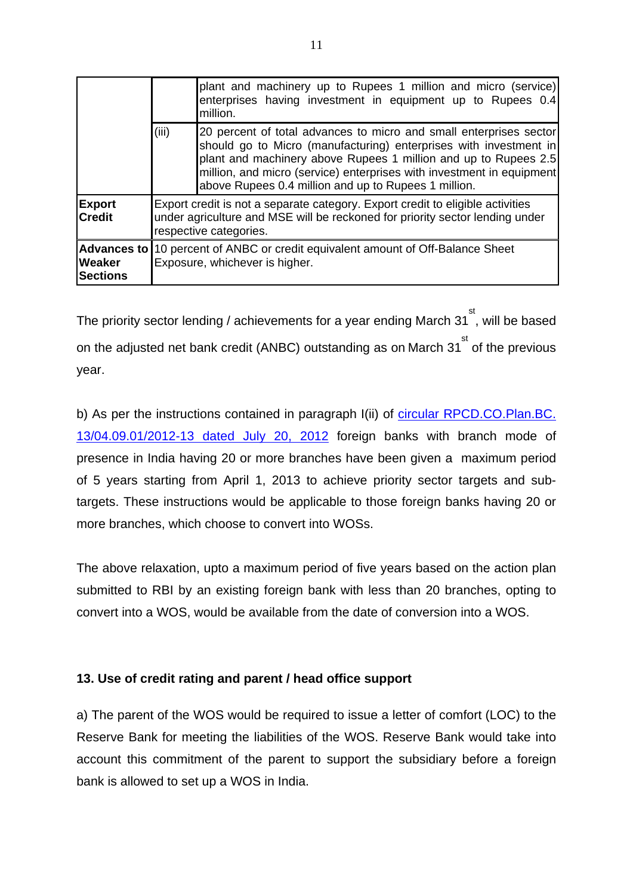| | | |
|---|---|---|
| | | plant and machinery up to Rupees 1 million and micro (service) enterprises having investment in equipment up to Rupees 0.4 million. |
| | (iii) | 20 percent of total advances to micro and small enterprises sector should go to Micro (manufacturing) enterprises with investment in plant and machinery above Rupees 1 million and up to Rupees 2.5 million, and micro (service) enterprises with investment in equipment above Rupees 0.4 million and up to Rupees 1 million. |
| **Export Credit** | Export credit is not a separate category. Export credit to eligible activities under agriculture and MSE will be reckoned for priority sector lending under respective categories. | |
| **Advances to Weaker Sections** | 10 percent of ANBC or credit equivalent amount of Off-Balance Sheet Exposure, whichever is higher. | |

The priority sector lending / achievements for a year ending March 31st, will be based on the adjusted net bank credit (ANBC) outstanding as on March 31st of the previous year.

b) As per the instructions contained in paragraph I(ii) of circular RPCD.CO.Plan.BC. 13/04.09.01/2012-13 dated July 20, 2012 foreign banks with branch mode of presence in India having 20 or more branches have been given a maximum period of 5 years starting from April 1, 2013 to achieve priority sector targets and sub-targets. These instructions would be applicable to those foreign banks having 20 or more branches, which choose to convert into WOSs.

The above relaxation, upto a maximum period of five years based on the action plan submitted to RBI by an existing foreign bank with less than 20 branches, opting to convert into a WOS, would be available from the date of conversion into a WOS.

### 13. Use of credit rating and parent / head office support

a) The parent of the WOS would be required to issue a letter of comfort (LOC) to the Reserve Bank for meeting the liabilities of the WOS. Reserve Bank would take into account this commitment of the parent to support the subsidiary before a foreign bank is allowed to set up a WOS in India.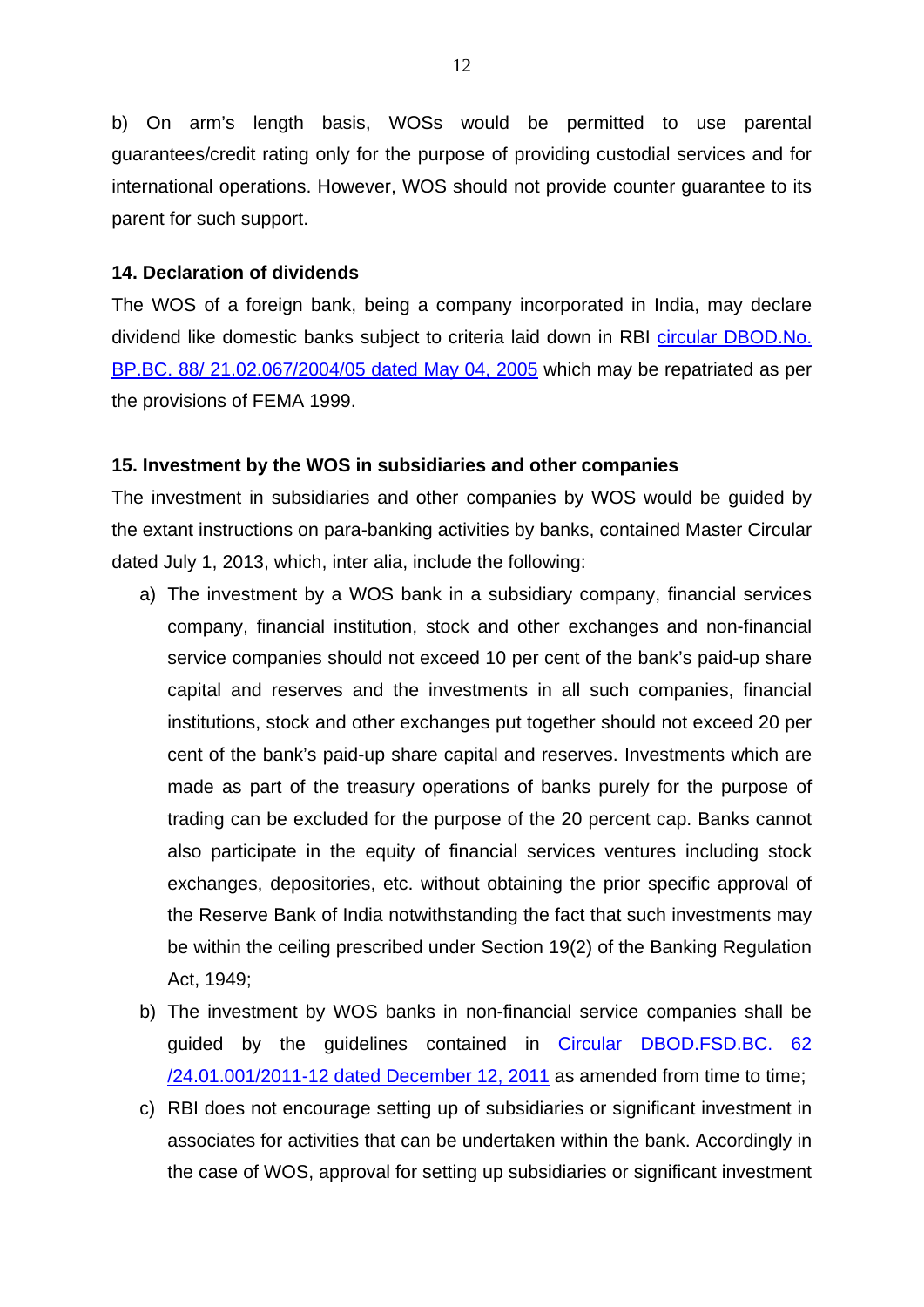b) On arm's length basis, WOSs would be permitted to use parental guarantees/credit rating only for the purpose of providing custodial services and for international operations. However, WOS should not provide counter guarantee to its parent for such support.

**14. Declaration of dividends**

The WOS of a foreign bank, being a company incorporated in India, may declare dividend like domestic banks subject to criteria laid down in RBI circular DBOD.No. BP.BC. 88/ 21.02.067/2004/05 dated May 04, 2005 which may be repatriated as per the provisions of FEMA 1999.

**15. Investment by the WOS in subsidiaries and other companies**

The investment in subsidiaries and other companies by WOS would be guided by the extant instructions on para-banking activities by banks, contained Master Circular dated July 1, 2013, which, inter alia, include the following:

a) The investment by a WOS bank in a subsidiary company, financial services company, financial institution, stock and other exchanges and non-financial service companies should not exceed 10 per cent of the bank's paid-up share capital and reserves and the investments in all such companies, financial institutions, stock and other exchanges put together should not exceed 20 per cent of the bank's paid-up share capital and reserves. Investments which are made as part of the treasury operations of banks purely for the purpose of trading can be excluded for the purpose of the 20 percent cap. Banks cannot also participate in the equity of financial services ventures including stock exchanges, depositories, etc. without obtaining the prior specific approval of the Reserve Bank of India notwithstanding the fact that such investments may be within the ceiling prescribed under Section 19(2) of the Banking Regulation Act, 1949;

b) The investment by WOS banks in non-financial service companies shall be guided by the guidelines contained in Circular DBOD.FSD.BC. 62 /24.01.001/2011-12 dated December 12, 2011 as amended from time to time;

c) RBI does not encourage setting up of subsidiaries or significant investment in associates for activities that can be undertaken within the bank. Accordingly in the case of WOS, approval for setting up subsidiaries or significant investment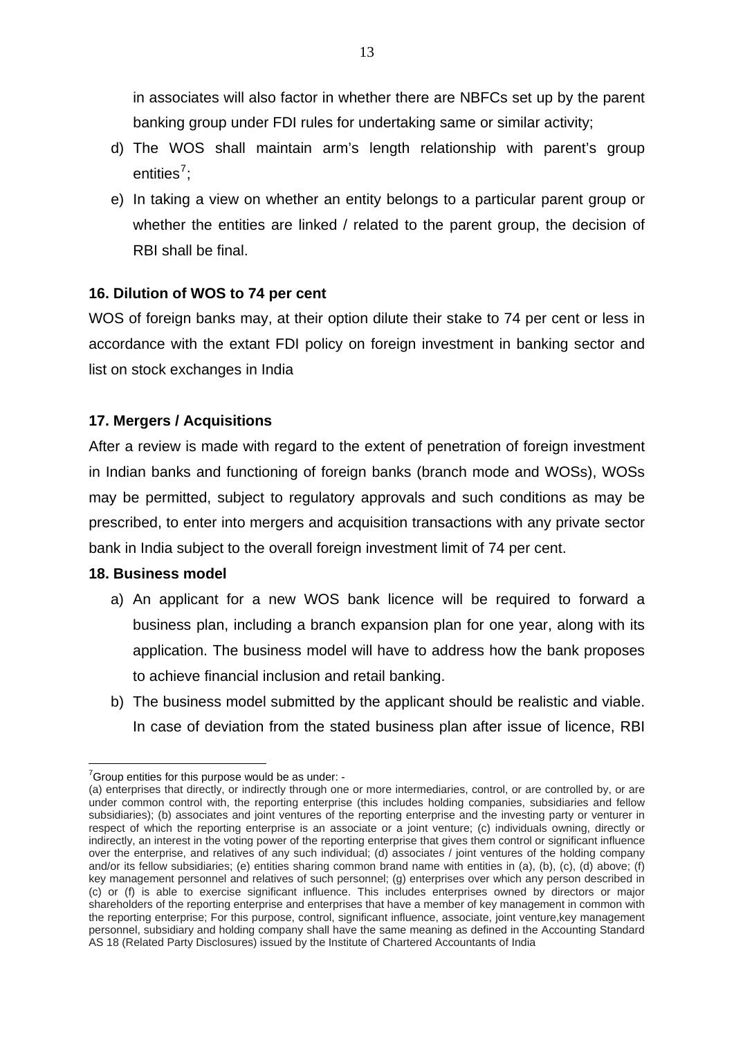in associates will also factor in whether there are NBFCs set up by the parent banking group under FDI rules for undertaking same or similar activity;

d) The WOS shall maintain arm's length relationship with parent's group entities[7];

e) In taking a view on whether an entity belongs to a particular parent group or whether the entities are linked / related to the parent group, the decision of RBI shall be final.

**16. Dilution of WOS to 74 per cent**

WOS of foreign banks may, at their option dilute their stake to 74 per cent or less in accordance with the extant FDI policy on foreign investment in banking sector and list on stock exchanges in India

**17. Mergers / Acquisitions**

After a review is made with regard to the extent of penetration of foreign investment in Indian banks and functioning of foreign banks (branch mode and WOSs), WOSs may be permitted, subject to regulatory approvals and such conditions as may be prescribed, to enter into mergers and acquisition transactions with any private sector bank in India subject to the overall foreign investment limit of 74 per cent.

**18. Business model**

a) An applicant for a new WOS bank licence will be required to forward a business plan, including a branch expansion plan for one year, along with its application. The business model will have to address how the bank proposes to achieve financial inclusion and retail banking.

b) The business model submitted by the applicant should be realistic and viable. In case of deviation from the stated business plan after issue of licence, RBI

---

[7] Group entities for this purpose would be as under: -
(a) enterprises that directly, or indirectly through one or more intermediaries, control, or are controlled by, or are under common control with, the reporting enterprise (this includes holding companies, subsidiaries and fellow subsidiaries); (b) associates and joint ventures of the reporting enterprise and the investing party or venturer in respect of which the reporting enterprise is an associate or a joint venture; (c) individuals owning, directly or indirectly, an interest in the voting power of the reporting enterprise that gives them control or significant influence over the enterprise, and relatives of any such individual; (d) associates / joint ventures of the holding company and/or its fellow subsidiaries; (e) entities sharing common brand name with entities in (a), (b), (c), (d) above; (f) key management personnel and relatives of such personnel; (g) enterprises over which any person described in (c) or (f) is able to exercise significant influence. This includes enterprises owned by directors or major shareholders of the reporting enterprise and enterprises that have a member of key management in common with the reporting enterprise; For this purpose, control, significant influence, associate, joint venture,key management personnel, subsidiary and holding company shall have the same meaning as defined in the Accounting Standard AS 18 (Related Party Disclosures) issued by the Institute of Chartered Accountants of India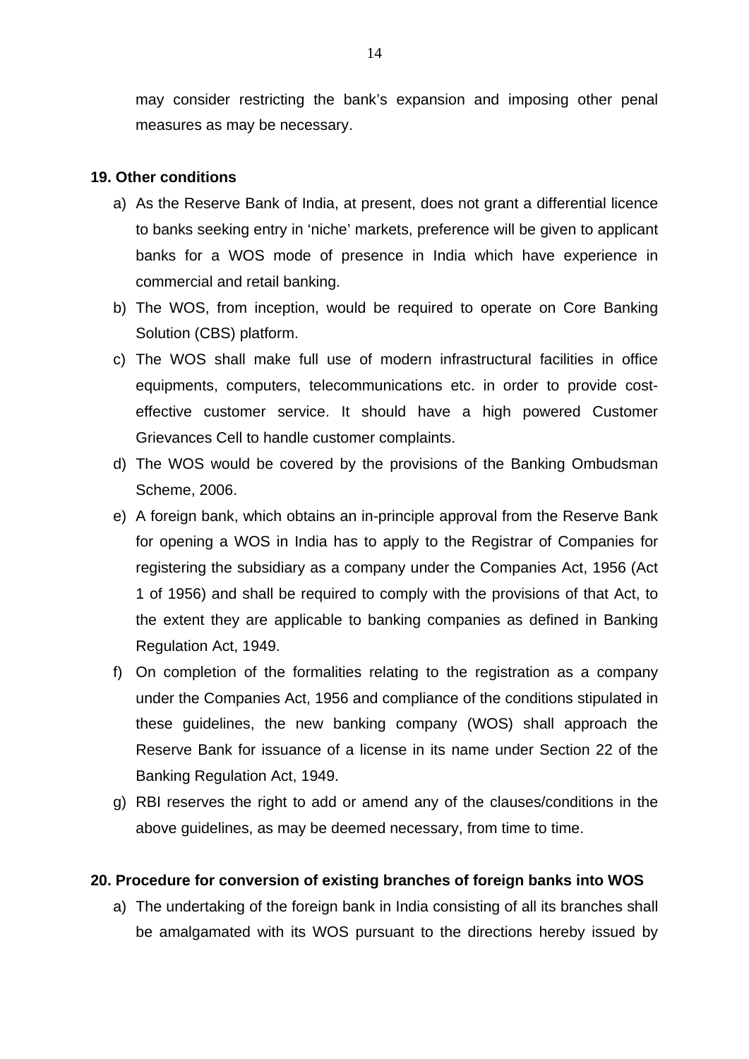may consider restricting the bank's expansion and imposing other penal measures as may be necessary.

**19. Other conditions**

a) As the Reserve Bank of India, at present, does not grant a differential licence to banks seeking entry in 'niche' markets, preference will be given to applicant banks for a WOS mode of presence in India which have experience in commercial and retail banking.

b) The WOS, from inception, would be required to operate on Core Banking Solution (CBS) platform.

c) The WOS shall make full use of modern infrastructural facilities in office equipments, computers, telecommunications etc. in order to provide cost-effective customer service. It should have a high powered Customer Grievances Cell to handle customer complaints.

d) The WOS would be covered by the provisions of the Banking Ombudsman Scheme, 2006.

e) A foreign bank, which obtains an in-principle approval from the Reserve Bank for opening a WOS in India has to apply to the Registrar of Companies for registering the subsidiary as a company under the Companies Act, 1956 (Act 1 of 1956) and shall be required to comply with the provisions of that Act, to the extent they are applicable to banking companies as defined in Banking Regulation Act, 1949.

f) On completion of the formalities relating to the registration as a company under the Companies Act, 1956 and compliance of the conditions stipulated in these guidelines, the new banking company (WOS) shall approach the Reserve Bank for issuance of a license in its name under Section 22 of the Banking Regulation Act, 1949.

g) RBI reserves the right to add or amend any of the clauses/conditions in the above guidelines, as may be deemed necessary, from time to time.

**20. Procedure for conversion of existing branches of foreign banks into WOS**

a) The undertaking of the foreign bank in India consisting of all its branches shall be amalgamated with its WOS pursuant to the directions hereby issued by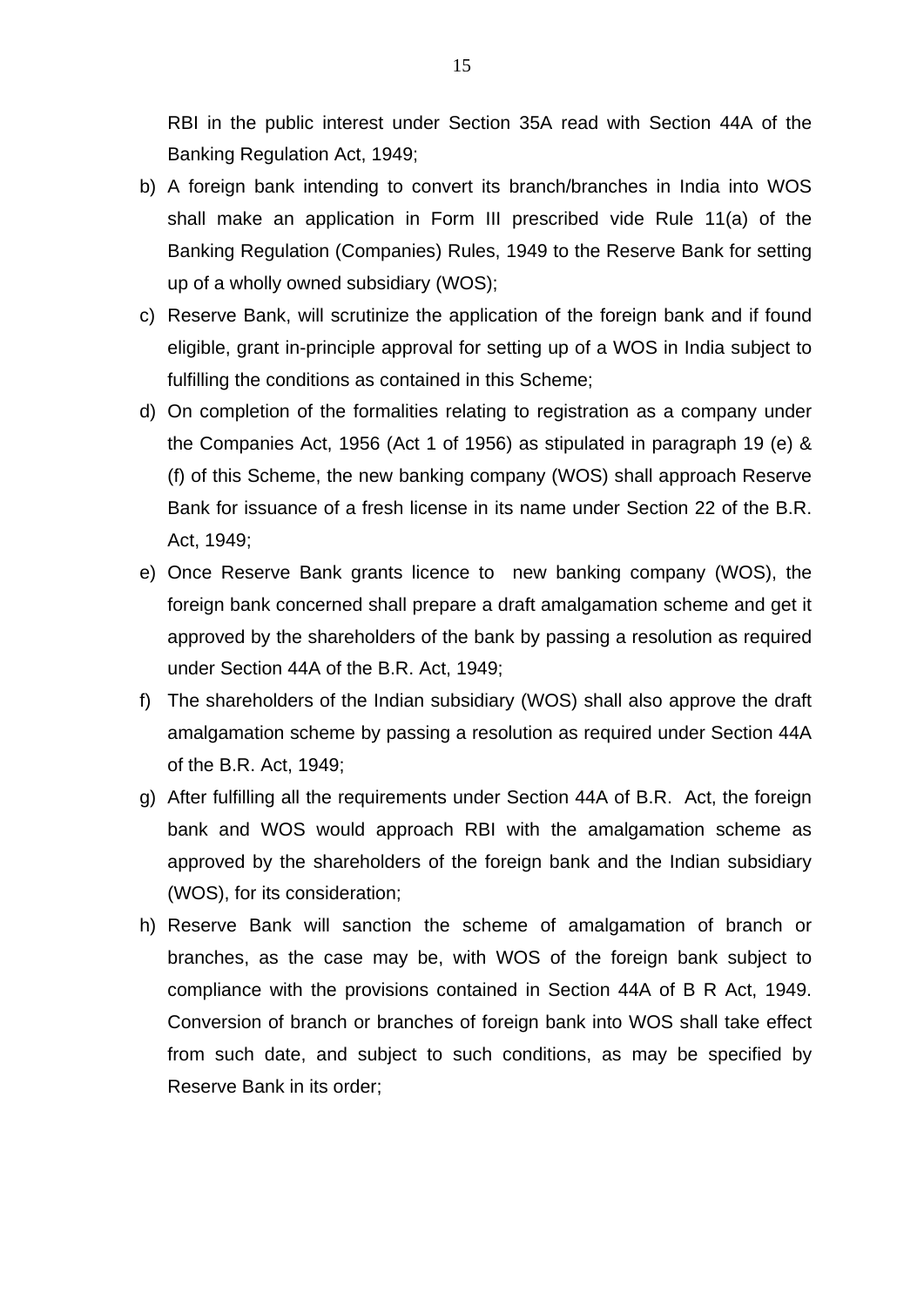RBI in the public interest under Section 35A read with Section 44A of the Banking Regulation Act, 1949;

b) A foreign bank intending to convert its branch/branches in India into WOS shall make an application in Form III prescribed vide Rule 11(a) of the Banking Regulation (Companies) Rules, 1949 to the Reserve Bank for setting up of a wholly owned subsidiary (WOS);

c) Reserve Bank, will scrutinize the application of the foreign bank and if found eligible, grant in-principle approval for setting up of a WOS in India subject to fulfilling the conditions as contained in this Scheme;

d) On completion of the formalities relating to registration as a company under the Companies Act, 1956 (Act 1 of 1956) as stipulated in paragraph 19 (e) & (f) of this Scheme, the new banking company (WOS) shall approach Reserve Bank for issuance of a fresh license in its name under Section 22 of the B.R. Act, 1949;

e) Once Reserve Bank grants licence to new banking company (WOS), the foreign bank concerned shall prepare a draft amalgamation scheme and get it approved by the shareholders of the bank by passing a resolution as required under Section 44A of the B.R. Act, 1949;

f) The shareholders of the Indian subsidiary (WOS) shall also approve the draft amalgamation scheme by passing a resolution as required under Section 44A of the B.R. Act, 1949;

g) After fulfilling all the requirements under Section 44A of B.R. Act, the foreign bank and WOS would approach RBI with the amalgamation scheme as approved by the shareholders of the foreign bank and the Indian subsidiary (WOS), for its consideration;

h) Reserve Bank will sanction the scheme of amalgamation of branch or branches, as the case may be, with WOS of the foreign bank subject to compliance with the provisions contained in Section 44A of B R Act, 1949. Conversion of branch or branches of foreign bank into WOS shall take effect from such date, and subject to such conditions, as may be specified by Reserve Bank in its order;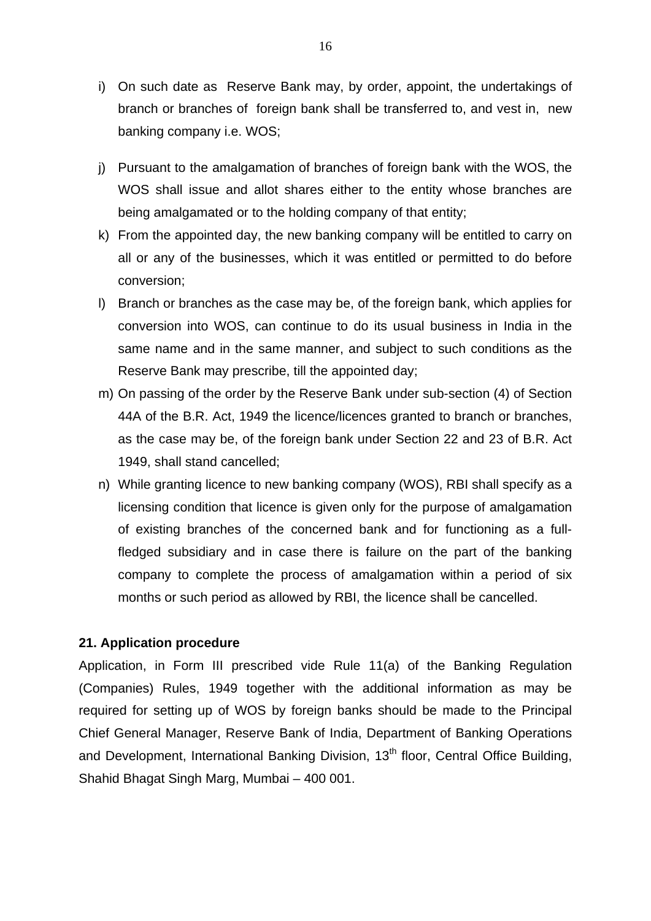i) On such date as Reserve Bank may, by order, appoint, the undertakings of branch or branches of foreign bank shall be transferred to, and vest in, new banking company i.e. WOS;

j) Pursuant to the amalgamation of branches of foreign bank with the WOS, the WOS shall issue and allot shares either to the entity whose branches are being amalgamated or to the holding company of that entity;

k) From the appointed day, the new banking company will be entitled to carry on all or any of the businesses, which it was entitled or permitted to do before conversion;

l) Branch or branches as the case may be, of the foreign bank, which applies for conversion into WOS, can continue to do its usual business in India in the same name and in the same manner, and subject to such conditions as the Reserve Bank may prescribe, till the appointed day;

m) On passing of the order by the Reserve Bank under sub-section (4) of Section 44A of the B.R. Act, 1949 the licence/licences granted to branch or branches, as the case may be, of the foreign bank under Section 22 and 23 of B.R. Act 1949, shall stand cancelled;

n) While granting licence to new banking company (WOS), RBI shall specify as a licensing condition that licence is given only for the purpose of amalgamation of existing branches of the concerned bank and for functioning as a full-fledged subsidiary and in case there is failure on the part of the banking company to complete the process of amalgamation within a period of six months or such period as allowed by RBI, the licence shall be cancelled.

**21. Application procedure**

Application, in Form III prescribed vide Rule 11(a) of the Banking Regulation (Companies) Rules, 1949 together with the additional information as may be required for setting up of WOS by foreign banks should be made to the Principal Chief General Manager, Reserve Bank of India, Department of Banking Operations and Development, International Banking Division, 13th floor, Central Office Building, Shahid Bhagat Singh Marg, Mumbai – 400 001.